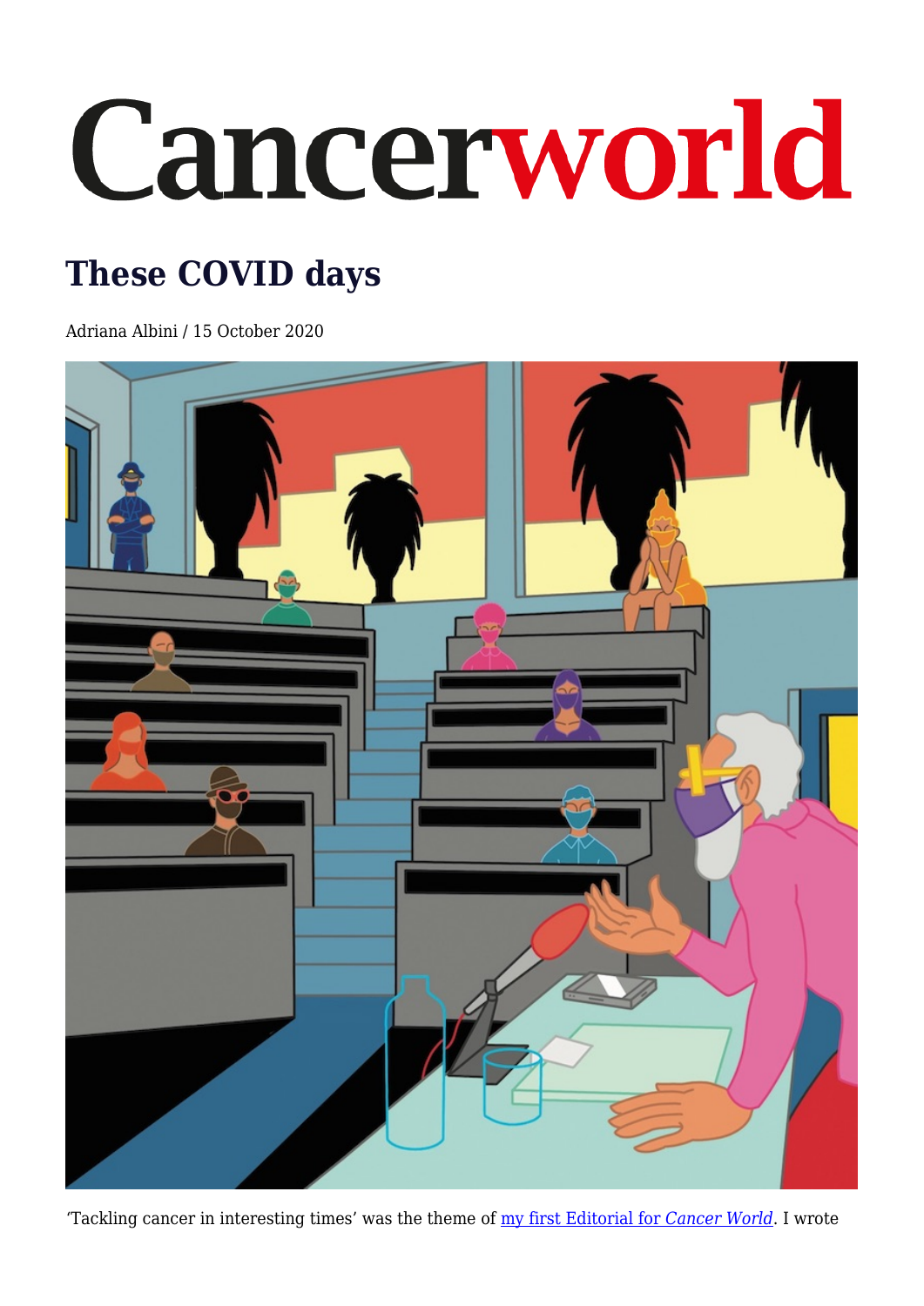# Cancerworld

## These COVID days

Adriana Albini / 15 October 2020

'Tackling cancer in interesting times' was the theme of [my first Editorial for *Cancer World*](). I wrote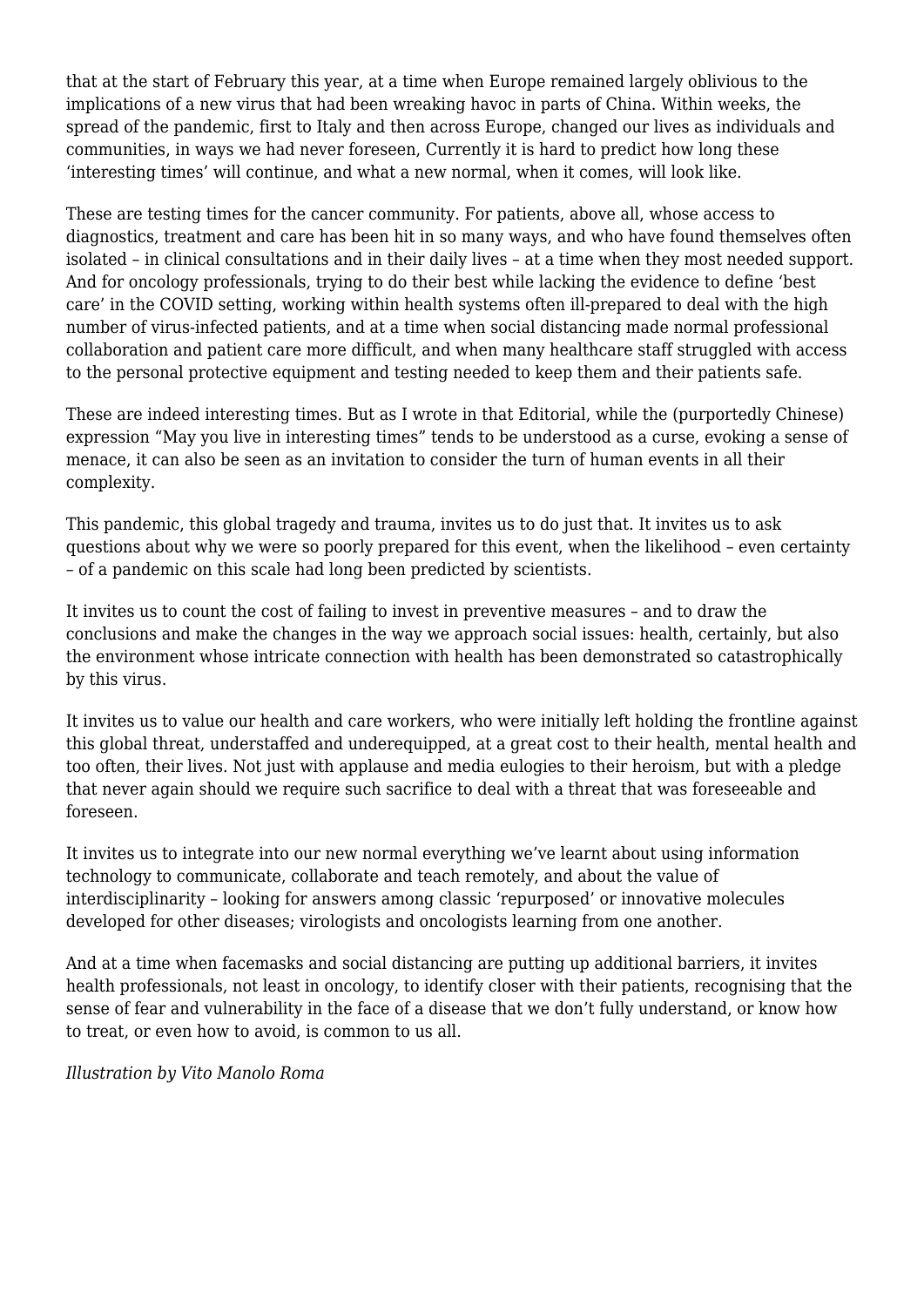that at the start of February this year, at a time when Europe remained largely oblivious to the implications of a new virus that had been wreaking havoc in parts of China. Within weeks, the spread of the pandemic, first to Italy and then across Europe, changed our lives as individuals and communities, in ways we had never foreseen, Currently it is hard to predict how long these 'interesting times' will continue, and what a new normal, when it comes, will look like.

These are testing times for the cancer community. For patients, above all, whose access to diagnostics, treatment and care has been hit in so many ways, and who have found themselves often isolated – in clinical consultations and in their daily lives – at a time when they most needed support. And for oncology professionals, trying to do their best while lacking the evidence to define 'best care' in the COVID setting, working within health systems often ill-prepared to deal with the high number of virus-infected patients, and at a time when social distancing made normal professional collaboration and patient care more difficult, and when many healthcare staff struggled with access to the personal protective equipment and testing needed to keep them and their patients safe.

These are indeed interesting times. But as I wrote in that Editorial, while the (purportedly Chinese) expression "May you live in interesting times" tends to be understood as a curse, evoking a sense of menace, it can also be seen as an invitation to consider the turn of human events in all their complexity.

This pandemic, this global tragedy and trauma, invites us to do just that. It invites us to ask questions about why we were so poorly prepared for this event, when the likelihood – even certainty – of a pandemic on this scale had long been predicted by scientists.

It invites us to count the cost of failing to invest in preventive measures – and to draw the conclusions and make the changes in the way we approach social issues: health, certainly, but also the environment whose intricate connection with health has been demonstrated so catastrophically by this virus.

It invites us to value our health and care workers, who were initially left holding the frontline against this global threat, understaffed and underequipped, at a great cost to their health, mental health and too often, their lives. Not just with applause and media eulogies to their heroism, but with a pledge that never again should we require such sacrifice to deal with a threat that was foreseeable and foreseen.

It invites us to integrate into our new normal everything we've learnt about using information technology to communicate, collaborate and teach remotely, and about the value of interdisciplinarity – looking for answers among classic 'repurposed' or innovative molecules developed for other diseases; virologists and oncologists learning from one another.

And at a time when facemasks and social distancing are putting up additional barriers, it invites health professionals, not least in oncology, to identify closer with their patients, recognising that the sense of fear and vulnerability in the face of a disease that we don't fully understand, or know how to treat, or even how to avoid, is common to us all.

*Illustration by Vito Manolo Roma*